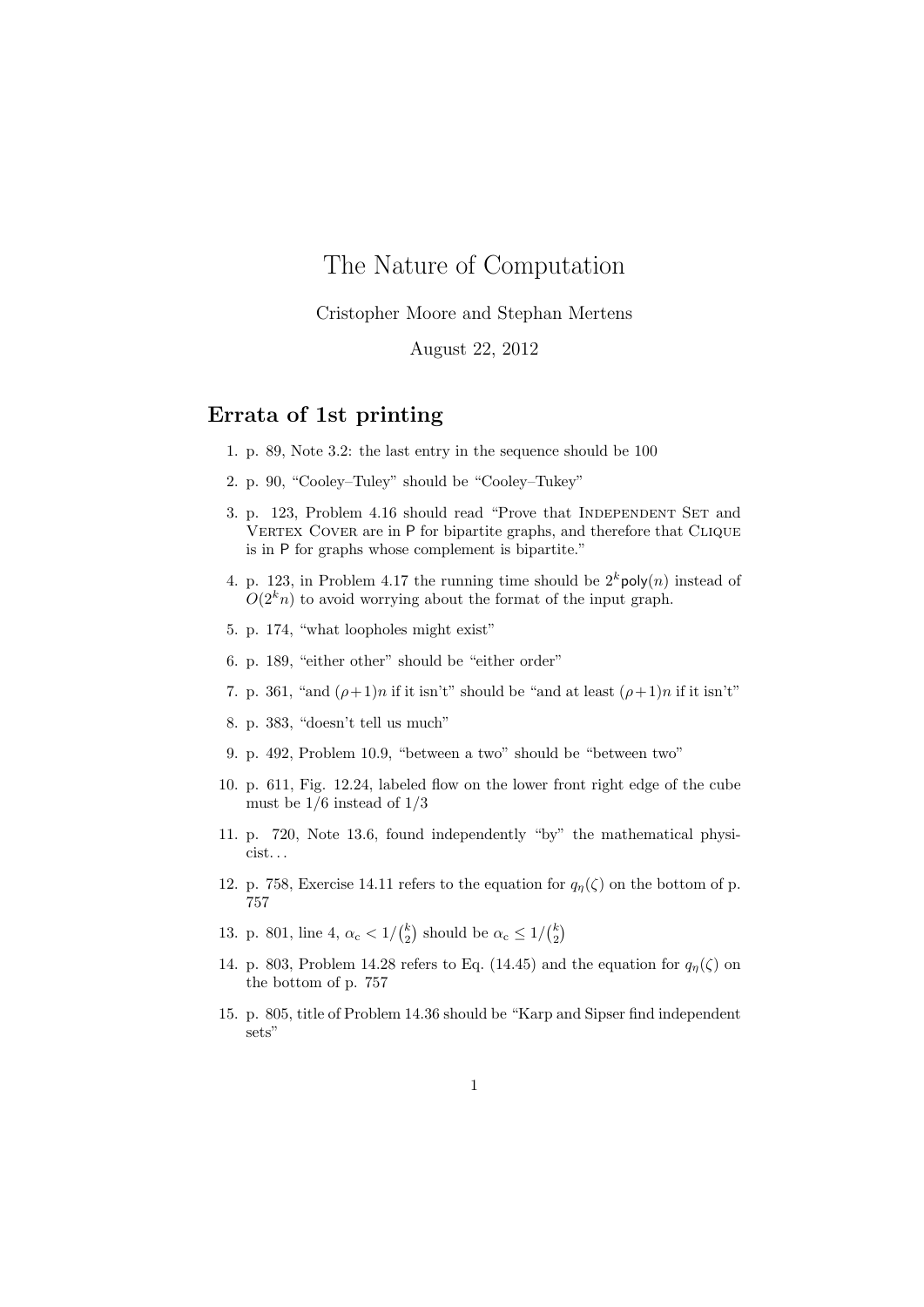# The Nature of Computation

Cristopher Moore and Stephan Mertens

August 22, 2012

## Errata of 1st printing

1. p. 89, Note 3.2: the last entry in the sequence should be 100
2. p. 90, "Cooley–Tuley" should be "Cooley–Tukey"
3. p. 123, Problem 4.16 should read "Prove that Independent Set and Vertex Cover are in P for bipartite graphs, and therefore that Clique is in P for graphs whose complement is bipartite."
4. p. 123, in Problem 4.17 the running time should be $2^k \mathsf{poly}(n)$ instead of $O(2^k n)$ to avoid worrying about the format of the input graph.
5. p. 174, "what loopholes might exist"
6. p. 189, "either other" should be "either order"
7. p. 361, "and $(\rho+1)n$ if it isn't" should be "and at least $(\rho+1)n$ if it isn't"
8. p. 383, "doesn't tell us much"
9. p. 492, Problem 10.9, "between a two" should be "between two"
10. p. 611, Fig. 12.24, labeled flow on the lower front right edge of the cube must be 1/6 instead of 1/3
11. p. 720, Note 13.6, found independently "by" the mathematical physicist...
12. p. 758, Exercise 14.11 refers to the equation for $q_\eta(\zeta)$ on the bottom of p. 757
13. p. 801, line 4, $\alpha_c < 1/\binom{k}{2}$ should be $\alpha_c \leq 1/\binom{k}{2}$
14. p. 803, Problem 14.28 refers to Eq. (14.45) and the equation for $q_\eta(\zeta)$ on the bottom of p. 757
15. p. 805, title of Problem 14.36 should be "Karp and Sipser find independent sets"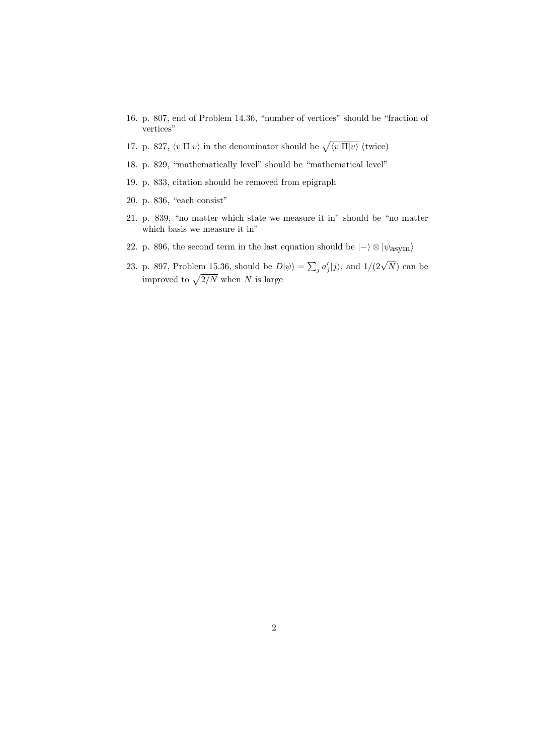16. p. 807, end of Problem 14.36, “number of vertices” should be “fraction of vertices”
17. p. 827, $\langle v|\Pi|v\rangle$ in the denominator should be $\sqrt{\langle v|\Pi|v\rangle}$ (twice)
18. p. 829, “mathematically level” should be “mathematical level”
19. p. 833, citation should be removed from epigraph
20. p. 836, “each consist”
21. p. 839, “no matter which state we measure it in” should be “no matter which basis we measure it in”
22. p. 896, the second term in the last equation should be $|-\rangle \otimes |\psi_{\mathrm{asym}}\rangle$
23. p. 897, Problem 15.36, should be $D|\psi\rangle = \sum_j a'_j |j\rangle$, and $1/(2\sqrt{N})$ can be improved to $\sqrt{2/N}$ when $N$ is large